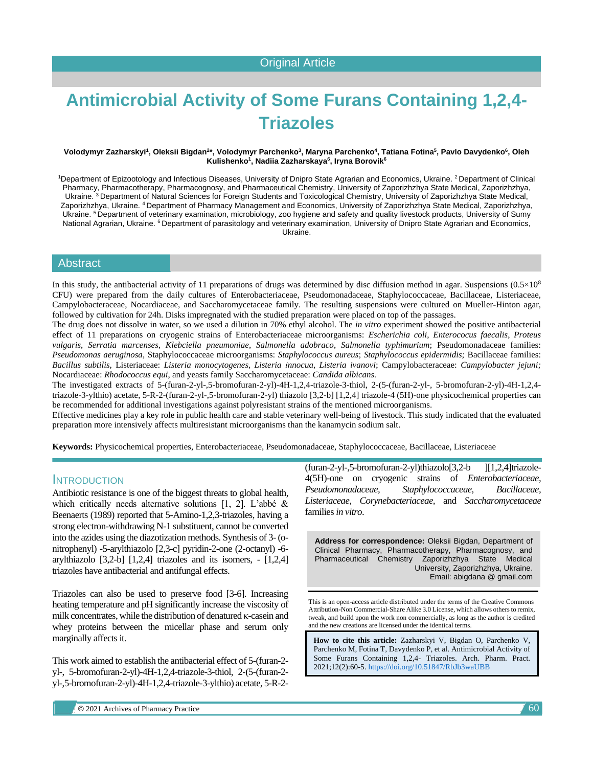Original Article

# Antimicrobial Activity of Some Furans Containing 1,2,4-Triazoles

**Volodymyr Zazharskyi[1], Oleksii Bigdan[2]*, Volodymyr Parchenko[3], Maryna Parchenko[4], Tatiana Fotina[5], Pavlo Davydenko[6], Oleh Kulishenko[1], Nadiia Zazharskaya[6], Iryna Borovik[6]**

[1]Department of Epizootology and Infectious Diseases, University of Dnipro State Agrarian and Economics, Ukraine. [2] Department of Clinical Pharmacy, Pharmacotherapy, Pharmacognosy, and Pharmaceutical Chemistry, University of Zaporizhzhya State Medical, Zaporizhzhya, Ukraine. [3] Department of Natural Sciences for Foreign Students and Toxicological Chemistry, University of Zaporizhzhya State Medical, Zaporizhzhya, Ukraine. [4] Department of Pharmacy Management and Economics, University of Zaporizhzhya State Medical, Zaporizhzhya, Ukraine. [5] Department of veterinary examination, microbiology, zoo hygiene and safety and quality livestock products, University of Sumy National Agrarian, Ukraine. [6] Department of parasitology and veterinary examination, University of Dnipro State Agrarian and Economics, Ukraine.

## Abstract

In this study, the antibacterial activity of 11 preparations of drugs was determined by disc diffusion method in agar. Suspensions ($0.5 \times 10^8$ CFU) were prepared from the daily cultures of Enterobacteriaceae, Pseudomonadaceae, Staphylococcaceae, Bacillaceae, Listeriaceae, Campylobacteraceae, Nocardiaceae, and Saccharomycetaceae family. The resulting suspensions were cultured on Mueller-Hinton agar, followed by cultivation for 24h. Disks impregnated with the studied preparation were placed on top of the passages.

The drug does not dissolve in water, so we used a dilution in 70% ethyl alcohol. The *in vitro* experiment showed the positive antibacterial effect of 11 preparations on cryogenic strains of Enterobacteriaceae microorganisms: *Escherichia coli*, *Enterococus faecalis*, *Proteus vulgaris*, *Serratia marcenses*, *Klebciella pneumoniae*, *Salmonella adobraco*, *Salmonella typhimurium*; Pseudomonadaceae families: *Pseudomonas aeruginosa*, Staphylococcaceae microorganisms: *Staphylococcus aureus*; *Staphylococcus epidermidis;* Bacillaceae families: *Bacillus subtilis*, Listeriaceae: *Listeria monocytogenes*, *Listeria innocua*, *Listeria ivanovi*; Campylobacteraceae: *Campylobacter jejuni;* Nocardiaceae: *Rhodococcus equi*, and yeasts family Saccharomycetaceae: *Candida albicans.*

The investigated extracts of 5-(furan-2-yl-,5-bromofuran-2-yl)-4H-1,2,4-triazole-3-thiol, 2-(5-(furan-2-yl-, 5-bromofuran-2-yl)-4H-1,2,4-triazole-3-ylthio) acetate, 5-R-2-(furan-2-yl-,5-bromofuran-2-yl) thiazolo [3,2-b] [1,2,4] triazole-4 (5H)-one physicochemical properties can be recommended for additional investigations against polyresistant strains of the mentioned microorganisms.

Effective medicines play a key role in public health care and stable veterinary well-being of livestock. This study indicated that the evaluated preparation more intensively affects multiresistant microorganisms than the kanamycin sodium salt.

**Keywords:** Physicochemical properties, Enterobacteriaceae, Pseudomonadaceae, Staphylococcaceae, Bacillaceae, Listeriaceae

## INTRODUCTION

Antibiotic resistance is one of the biggest threats to global health, which critically needs alternative solutions [1, 2]. L'abbé & Beenaerts (1989) reported that 5-Amino-1,2,3-triazoles, having a strong electron-withdrawing N-1 substituent, cannot be converted into the azides using the diazotization methods. Synthesis of 3- (o-nitrophenyl) -5-arylthiazolo [2,3-c] pyridin-2-one (2-octanyl) -6-arylthiazolo [3,2-b] [1,2,4] triazoles and its isomers, - [1,2,4] triazoles have antibacterial and antifungal effects.

Triazoles can also be used to preserve food [3-6]. Increasing heating temperature and pH significantly increase the viscosity of milk concentrates, while the distribution of denatured κ-casein and whey proteins between the micellar phase and serum only marginally affects it.

This work aimed to establish the antibacterial effect of 5-(furan-2-yl-, 5-bromofuran-2-yl)-4H-1,2,4-triazole-3-thiol, 2-(5-(furan-2-yl-,5-bromofuran-2-yl)-4H-1,2,4-triazole-3-ylthio) acetate, 5-R-2-(furan-2-yl-,5-bromofuran-2-yl)thiazolo[3,2-b ][1,2,4]triazole-4(5H)-one on cryogenic strains of *Enterobacteriaceae, Pseudomonadaceae, Staphylococcaceae, Bacillaceae, Listeriaceae, Corynebacteriaceae,* and *Saccharomycetaceae* families *in vitro*.

**Address for correspondence:** Oleksii Bigdan, Department of Clinical Pharmacy, Pharmacotherapy, Pharmacognosy, and Pharmaceutical Chemistry Zaporizhzhya State Medical University, Zaporizhzhya, Ukraine.
Email: abigdana @ gmail.com

This is an open-access article distributed under the terms of the Creative Commons Attribution-Non Commercial-Share Alike 3.0 License, which allows others to remix, tweak, and build upon the work non commercially, as long as the author is credited and the new creations are licensed under the identical terms.

**How to cite this article:** Zazharskyi V, Bigdan O, Parchenko V, Parchenko M, Fotina T, Davydenko P, et al. Antimicrobial Activity of Some Furans Containing 1,2,4- Triazoles. Arch. Pharm. Pract. 2021;12(2):60-5. https://doi.org/10.51847/RbJb3waUBB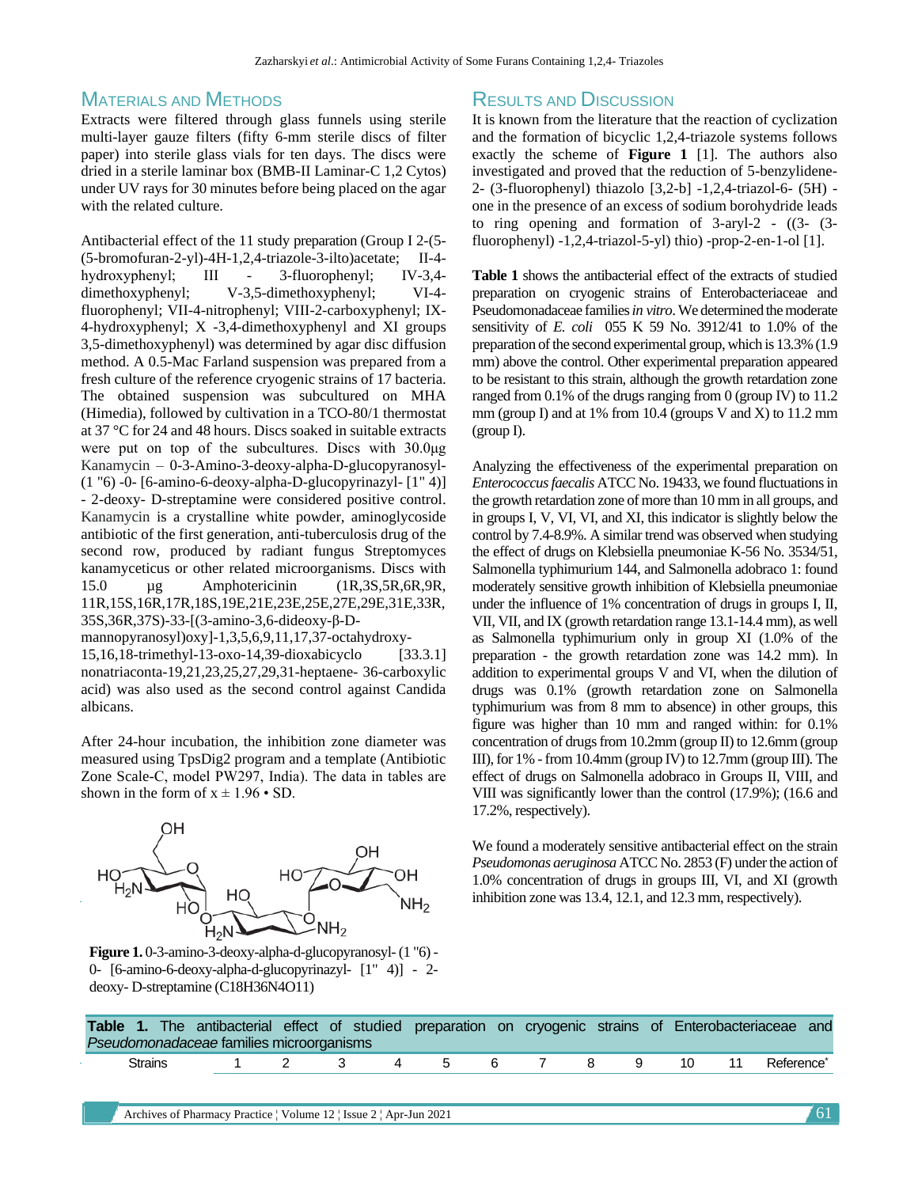## Materials and Methods

Extracts were filtered through glass funnels using sterile multi-layer gauze filters (fifty 6-mm sterile discs of filter paper) into sterile glass vials for ten days. The discs were dried in a sterile laminar box (BMB-II Laminar-C 1,2 Cytos) under UV rays for 30 minutes before being placed on the agar with the related culture.

Antibacterial effect of the 11 study preparation (Group I 2-(5-(5-bromofuran-2-yl)-4H-1,2,4-triazole-3-ilto)acetate; II-4-hydroxyphenyl; III - 3-fluorophenyl; IV-3,4-dimethoxyphenyl; V-3,5-dimethoxyphenyl; VI-4-fluorophenyl; VII-4-nitrophenyl; VIII-2-carboxyphenyl; IX-4-hydroxyphenyl; X -3,4-dimethoxyphenyl and XI groups 3,5-dimethoxyphenyl) was determined by agar disc diffusion method. A 0.5-Mac Farland suspension was prepared from a fresh culture of the reference cryogenic strains of 17 bacteria. The obtained suspension was subcultured on MHA (Himedia), followed by cultivation in a TCO-80/1 thermostat at 37 °C for 24 and 48 hours. Discs soaked in suitable extracts were put on top of the subcultures. Discs with 30.0μg Kanamycin – 0-3-Amino-3-deoxy-alpha-D-glucopyranosyl-(1 "6) -0- [6-amino-6-deoxy-alpha-D-glucopyrinazyl- [1" 4)] - 2-deoxy- D-streptamine were considered positive control. Kanamycin is a crystalline white powder, aminoglycoside antibiotic of the first generation, anti-tuberculosis drug of the second row, produced by radiant fungus Streptomyces kanamyceticus or other related microorganisms. Discs with 15.0 μg Amphotericinin (1R,3S,5R,6R,9R, 11R,15S,16R,17R,18S,19E,21E,23E,25E,27E,29E,31E,33R, 35S,36R,37S)-33-[(3-amino-3,6-dideoxy-β-D-mannopyranosyl)oxy]-1,3,5,6,9,11,17,37-octahydroxy-15,16,18-trimethyl-13-oxo-14,39-dioxabicyclo [33.3.1] nonatriaconta-19,21,23,25,27,29,31-heptaene- 36-carboxylic acid) was also used as the second control against Candida albicans.

After 24-hour incubation, the inhibition zone diameter was measured using TpsDig2 program and a template (Antibiotic Zone Scale-C, model PW297, India). The data in tables are shown in the form of x ± 1.96 • SD.

**Figure 1.** 0-3-amino-3-deoxy-alpha-d-glucopyranosyl- (1 "6) - 0- [6-amino-6-deoxy-alpha-d-glucopyrinazyl- [1" 4)] - 2-deoxy- D-streptamine ($C_{18}H_{36}N_4O_{11}$)

## Results and Discussion

It is known from the literature that the reaction of cyclization and the formation of bicyclic 1,2,4-triazole systems follows exactly the scheme of **Figure 1** [1]. The authors also investigated and proved that the reduction of 5-benzylidene-2- (3-fluorophenyl) thiazolo [3,2-b] -1,2,4-triazol-6- (5H) -one in the presence of an excess of sodium borohydride leads to ring opening and formation of 3-aryl-2 - ((3- (3-fluorophenyl) -1,2,4-triazol-5-yl) thio) -prop-2-en-1-ol [1].

**Table 1** shows the antibacterial effect of the extracts of studied preparation on cryogenic strains of Enterobacteriaceae and Pseudomonadaceae families *in vitro*. We determined the moderate sensitivity of *E. coli* 055 K 59 No. 3912/41 to 1.0% of the preparation of the second experimental group, which is 13.3% (1.9 mm) above the control. Other experimental preparation appeared to be resistant to this strain, although the growth retardation zone ranged from 0.1% of the drugs ranging from 0 (group IV) to 11.2 mm (group I) and at 1% from 10.4 (groups V and X) to 11.2 mm (group I).

Analyzing the effectiveness of the experimental preparation on *Enterococcus faecalis* ATCC No. 19433, we found fluctuations in the growth retardation zone of more than 10 mm in all groups, and in groups I, V, VI, VI, and XI, this indicator is slightly below the control by 7.4-8.9%. A similar trend was observed when studying the effect of drugs on Klebsiella pneumoniae K-56 No. 3534/51, Salmonella typhimurium 144, and Salmonella adobraco 1: found moderately sensitive growth inhibition of Klebsiella pneumoniae under the influence of 1% concentration of drugs in groups I, II, VII, VII, and IX (growth retardation range 13.1-14.4 mm), as well as Salmonella typhimurium only in group XI (1.0% of the preparation - the growth retardation zone was 14.2 mm). In addition to experimental groups V and VI, when the dilution of drugs was 0.1% (growth retardation zone on Salmonella typhimurium was from 8 mm to absence) in other groups, this figure was higher than 10 mm and ranged within: for 0.1% concentration of drugs from 10.2mm (group II) to 12.6mm (group III), for 1% - from 10.4mm (group IV) to 12.7mm (group III). The effect of drugs on Salmonella adobraco in Groups II, VIII, and VIII was significantly lower than the control (17.9%); (16.6 and 17.2%, respectively).

We found a moderately sensitive antibacterial effect on the strain *Pseudomonas aeruginosa* ATCC No. 2853 (F) under the action of 1.0% concentration of drugs in groups III, VI, and XI (growth inhibition zone was 13.4, 12.1, and 12.3 mm, respectively).

**Table 1.** The antibacterial effect of studied preparation on cryogenic strains of Enterobacteriaceae and *Pseudomonadaceae* families microorganisms

| Strains | 1 | 2 | 3 | 4 | 5 | 6 | 7 | 8 | 9 | 10 | 11 | Reference* |
|---|---|---|---|---|---|---|---|---|---|---|---|---|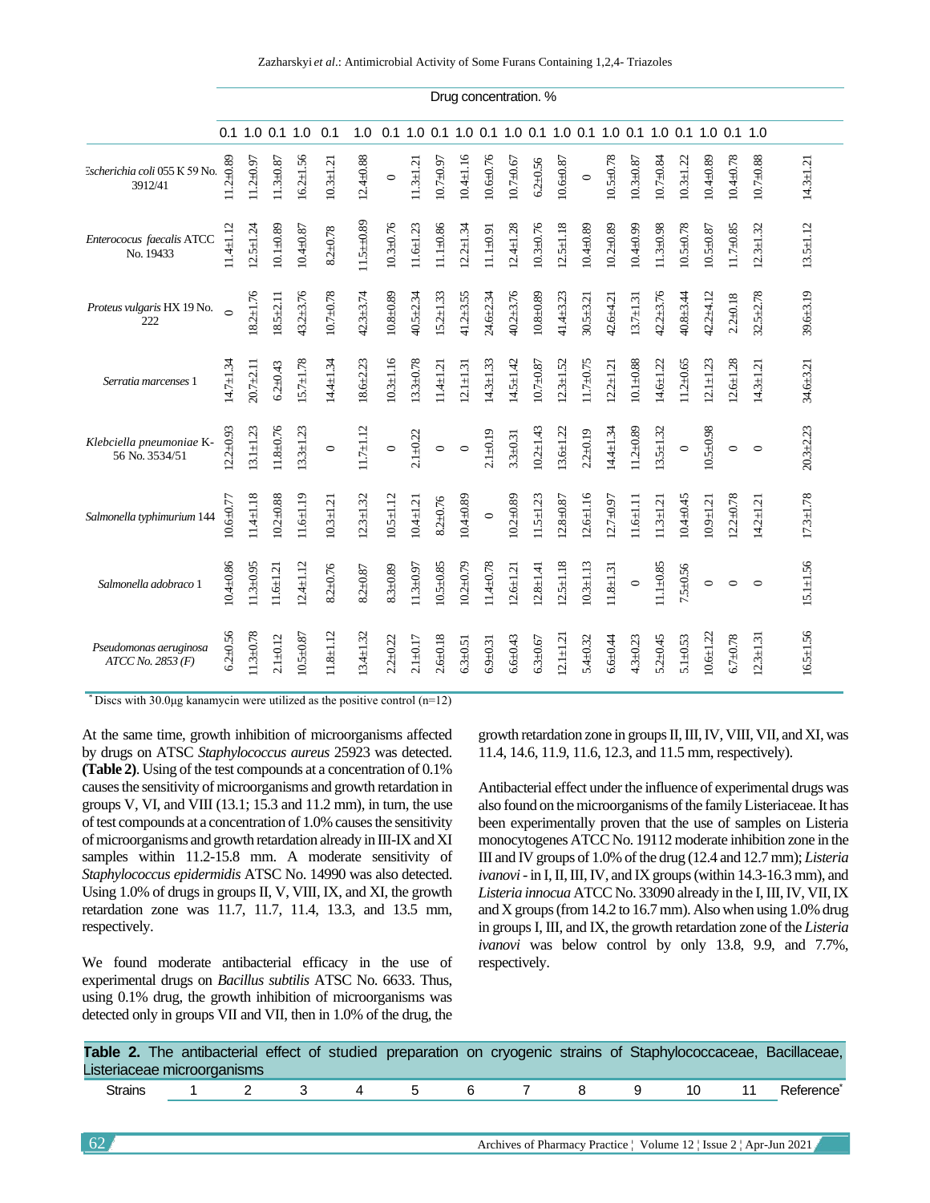| | Drug concentration. % | | | | | | | | | | | | | | | | | | | | | | |
|---|---|---|---|---|---|---|---|---|---|---|---|---|---|---|---|---|---|---|---|---|---|---|---|
| | 0.1 | 1.0 | 0.1 | 1.0 | 0.1 | 1.0 | 0.1 | 1.0 | 0.1 | 1.0 | 0.1 | 1.0 | 0.1 | 1.0 | 0.1 | 1.0 | 0.1 | 1.0 | 0.1 | 1.0 | 0.1 | 1.0 | |
| *Escherichia coli* 055 K 59 No. 3912/41 | 11.2±0.89 | 11.2±0.97 | 11.3±0.87 | 16.2±1.56 | 10.3±1.21 | 12.4±0.88 | 0 | 11.3±1.21 | 10.7±0.97 | 10.4±1.16 | 10.6±0.76 | 10.7±0.67 | 6.2±0.56 | 10.6±0.87 | 0 | 10.5±0.78 | 10.3±0.87 | 10.7±0.84 | 10.3±1.22 | 10.4±0.89 | 10.4±0.78 | 10.7±0.88 | 14.3±1.21 |
| *Enterococus faecalis* ATCC No. 19433 | 11.4±1.12 | 12.5±1.24 | 10.1±0.89 | 10.4±0.87 | 8.2±0.78 | 11.5±±0.89 | 10.3±0.76 | 11.6±1.23 | 11.1±0.86 | 12.2±1.34 | 11.1±0.91 | 12.4±1.28 | 10.3±0.76 | 12.5±1.18 | 10.4±0.89 | 10.2±0.89 | 10.4±0.99 | 11.3±0.98 | 10.5±0.78 | 10.5±0.87 | 11.7±0.85 | 12.3±1.32 | 13.5±1.12 |
| *Proteus vulgaris* HX 19 No. 222 | 0 | 18.2±1.76 | 18.5±2.11 | 43.2±3.76 | 10.7±0.78 | 42.3±3.74 | 10.8±0.89 | 40.5±2.34 | 15.2±1.33 | 41.2±3.55 | 24.6±2.34 | 40.2±3.76 | 10.8±0.89 | 41.4±3.23 | 30.5±3.21 | 42.6±4.21 | 13.7±1.31 | 42.2±3.76 | 40.8±3.44 | 42.2±4.12 | 2.2±0.18 | 32.5±2.78 | 39.6±3.19 |
| *Serratia marcenses* 1 | 14.7±1.34 | 20.7±2.11 | 6.2±0.43 | 15.7±1.78 | 14.4±1.34 | 18.6±2.23 | 10.3±1.16 | 13.3±0.78 | 11.4±1.21 | 12.1±1.31 | 14.3±1.33 | 14.5±1.42 | 10.7±0.87 | 12.3±1.52 | 11.7±0.75 | 12.2±1.21 | 10.1±0.88 | 14.6±1.22 | 11.2±0.65 | 12.1±1.23 | 12.6±1.28 | 14.3±1.21 | 34.6±3.21 |
| *Klebciella pneumoniae* K-56 No. 3534/51 | 12.2±0.93 | 13.1±1.23 | 11.8±0.76 | 13.3±1.23 | 0 | 11.7±1.12 | 0 | 2.1±0.22 | 0 | 0 | 2.1±0.19 | 3.3±0.31 | 10.2±1.43 | 13.6±1.22 | 2.2±0.19 | 14.4±1.34 | 11.2±0.89 | 13.5±1.32 | 0 | 10.5±0.98 | 0 | 0 | 20.3±2.23 |
| *Salmonella typhimurium* 144 | 10.6±0.77 | 11.4±1.18 | 10.2±0.88 | 11.6±1.19 | 10.3±1.21 | 12.3±1.32 | 10.5±1.12 | 10.4±1.21 | 8.2±0.76 | 10.4±0.89 | 0 | 10.2±0.89 | 11.5±1.23 | 12.8±0.87 | 12.6±1.16 | 12.7±0.97 | 11.6±1.11 | 11.3±1.21 | 10.4±0.45 | 10.9±1.21 | 12.2±0.78 | 14.2±1.21 | 17.3±1.78 |
| *Salmonella adobraco* 1 | 10.4±0.86 | 11.3±0.95 | 11.6±1.21 | 12.4±1.12 | 8.2±0.76 | 8.2±0.87 | 8.3±0.89 | 11.3±0.97 | 10.5±0.85 | 10.2±0.79 | 11.4±0.78 | 12.6±1.21 | 12.8±1.41 | 12.5±1.18 | 10.3±1.13 | 11.8±1.31 | 0 | 11.1±0.85 | 7.5±0.56 | 0 | 0 | 0 | 15.1±1.56 |
| *Pseudomonas aeruginosa ATCC No. 2853 (F)* | 6.2±0.56 | 11.3±0.78 | 2.1±0.12 | 10.5±0.87 | 11.8±1.12 | 13.4±1.32 | 2.2±0.22 | 2.1±0.17 | 2.6±0.18 | 6.3±0.51 | 6.9±0.31 | 6.6±0.43 | 6.3±0.67 | 12.1±1.21 | 5.4±0.32 | 6.6±0.44 | 4.3±0.23 | 5.2±0.45 | 5.1±0.53 | 10.6±1.22 | 6.7±0.78 | 12.3±1.31 | 16.5±1.56 |

[*] Discs with 30.0μg kanamycin were utilized as the positive control (n=12)

At the same time, growth inhibition of microorganisms affected by drugs on ATSC *Staphylococcus aureus* 25923 was detected. **(Table 2)**. Using of the test compounds at a concentration of 0.1% causes the sensitivity of microorganisms and growth retardation in groups V, VI, and VIII (13.1; 15.3 and 11.2 mm), in turn, the use of test compounds at a concentration of 1.0% causes the sensitivity of microorganisms and growth retardation already in III-IX and XI samples within 11.2-15.8 mm. A moderate sensitivity of *Staphylococcus epidermidis* ATSC No. 14990 was also detected. Using 1.0% of drugs in groups II, V, VIII, IX, and XI, the growth retardation zone was 11.7, 11.7, 11.4, 13.3, and 13.5 mm, respectively.

We found moderate antibacterial efficacy in the use of experimental drugs on *Bacillus subtilis* ATSC No. 6633. Thus, using 0.1% drug, the growth inhibition of microorganisms was detected only in groups VII and VII, then in 1.0% of the drug, the growth retardation zone in groups II, III, IV, VIII, VII, and XI, was 11.4, 14.6, 11.9, 11.6, 12.3, and 11.5 mm, respectively).

Antibacterial effect under the influence of experimental drugs was also found on the microorganisms of the family Listeriaceae. It has been experimentally proven that the use of samples on Listeria monocytogenes ATCC No. 19112 moderate inhibition zone in the III and IV groups of 1.0% of the drug (12.4 and 12.7 mm); *Listeria ivanovi* - in I, II, III, IV, and IX groups (within 14.3-16.3 mm), and *Listeria innocua* ATCC No. 33090 already in the I, III, IV, VII, IX and X groups (from 14.2 to 16.7 mm). Also when using 1.0% drug in groups I, III, and IX, the growth retardation zone of the *Listeria ivanovi* was below control by only 13.8, 9.9, and 7.7%, respectively.

**Table 2.** The antibacterial effect of studied preparation on cryogenic strains of Staphylococcaceae, Bacillaceae, Listeriaceae microorganisms

| Strains | 1 | 2 | 3 | 4 | 5 | 6 | 7 | 8 | 9 | 10 | 11 | Reference[*] |
|---|---|---|---|---|---|---|---|---|---|---|---|---|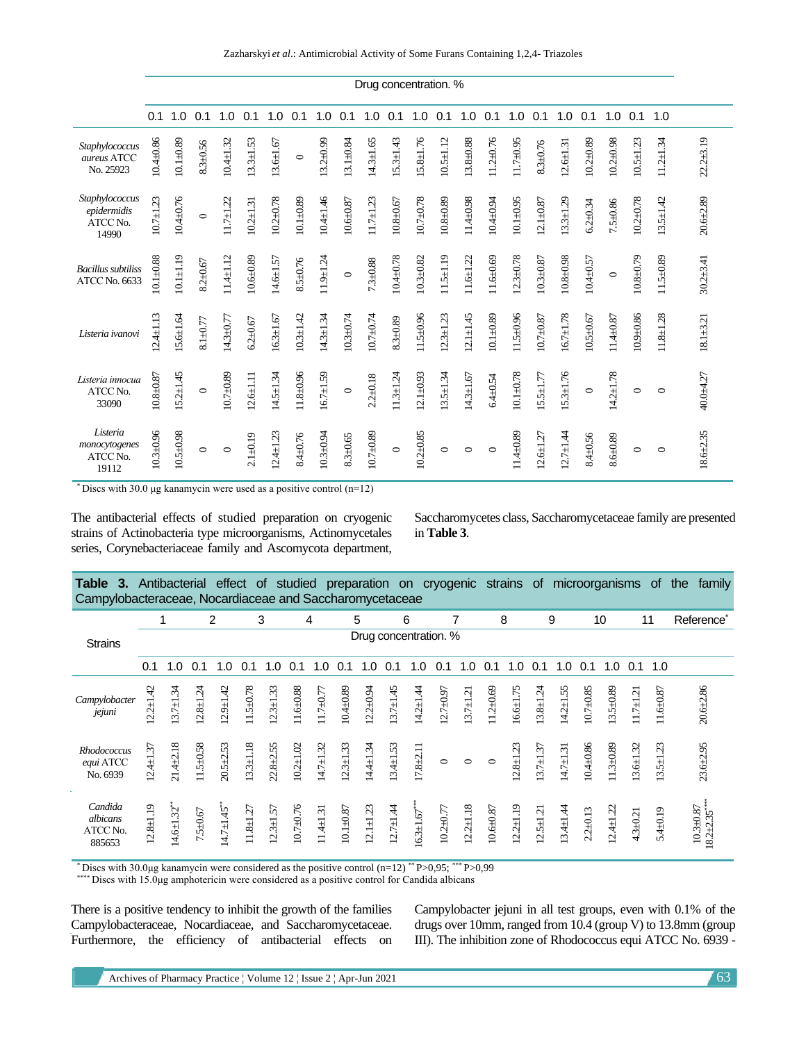| Strains | 1 | | 2 | | 3 | | 4 | | 5 | | 6 | | 7 | | 8 | | 9 | | 10 | | 11 | | Reference* |
|---|---|---|---|---|---|---|---|---|---|---|---|---|---|---|---|---|---|---|---|---|---|---|---|
| | Drug concentration. % | | | | | | | | | | | | | | | | | | | | | | |
| | 0.1 | 1.0 | 0.1 | 1.0 | 0.1 | 1.0 | 0.1 | 1.0 | 0.1 | 1.0 | 0.1 | 1.0 | 0.1 | 1.0 | 0.1 | 1.0 | 0.1 | 1.0 | 0.1 | 1.0 | 0.1 | 1.0 | |
| *Staphylococcus aureus* ATCC No. 25923 | 10.4±0.86 | 10.1±0.89 | 8.3±0.56 | 10.4±1.32 | 13.3±1.53 | 13.6±1.67 | 0 | 13.2±0.99 | 13.1±0.84 | 14.3±1.65 | 15.3±1.43 | 15.8±1.76 | 10.5±1.12 | 13.8±0.88 | 11.2±0.76 | 11.7±0.95 | 8.3±0.76 | 12.6±1.31 | 10.2±0.89 | 10.2±0.98 | 10.5±1.23 | 11.2±1.34 | 22.2±3.19 |
| *Staphylococcus epidermidis* ATCC No. 14990 | 10.7±1.23 | 10.4±0.76 | 0 | 11.7±1.22 | 10.2±1.31 | 10.2±0.78 | 10.1±0.89 | 10.4±1.46 | 10.6±0.87 | 11.7±1.23 | 10.8±0.67 | 10.7±0.78 | 10.8±0.89 | 11.4±0.98 | 10.4±0.94 | 10.1±0.95 | 12.1±0.87 | 13.3±1.29 | 6.2±0.34 | 7.5±0.86 | 10.2±0.78 | 13.5±1.42 | 20.6±2.89 |
| *Bacillus subtilis* ATCC No. 6633 | 10.1±0.88 | 10.1±1.19 | 8.2±0.67 | 11.4±1.12 | 10.6±0.89 | 14.6±1.57 | 8.5±0.76 | 11.9±1.24 | 0 | 7.3±0.88 | 10.4±0.78 | 10.3±0.82 | 11.5±1.19 | 11.6±1.22 | 11.6±0.69 | 12.3±0.78 | 10.3±0.87 | 10.8±0.98 | 10.4±0.57 | 0 | 10.8±0.79 | 11.5±0.89 | 30.2±3.41 |
| *Listeria ivanovi* | 12.4±1.13 | 15.6±1.64 | 8.1±0.77 | 14.3±0.77 | 6.2±0.67 | 16.3±1.67 | 10.3±1.42 | 14.3±1.34 | 10.3±0.74 | 10.7±0.74 | 8.3±0.89 | 11.5±0.96 | 12.3±1.23 | 12.1±1.45 | 10.1±0.89 | 11.5±0.96 | 10.7±0.87 | 16.7±1.78 | 10.5±0.67 | 11.4±0.87 | 10.9±0.86 | 11.8±1.28 | 18.1±3.21 |
| *Listeria innocua* ATCC No. 33090 | 10.8±0.87 | 15.2±1.45 | 0 | 10.7±0.89 | 12.6±1.11 | 14.5±1.34 | 11.8±0.96 | 16.7±1.59 | 0 | 2.2±0.18 | 11.3±1.24 | 12.1±0.93 | 13.5±1.34 | 14.3±1.67 | 6.4±0.54 | 10.1±0.78 | 15.5±1.77 | 15.3±1.76 | 0 | 14.2±1.78 | 0 | 0 | 40.0±4.27 |
| *Listeria monocytogenes* ATCC No. 19112 | 10.3±0.96 | 10.5±0.98 | 0 | 0 | 2.1±0.19 | 12.4±1.23 | 8.4±0.76 | 10.3±0.94 | 8.3±0.65 | 10.7±0.89 | 0 | 10.2±0.85 | 0 | 0 | 0 | 11.4±0.89 | 12.6±1.27 | 12.7±1.44 | 8.4±0.56 | 8.6±0.89 | 0 | 0 | 18.6±2.35 |

\* Discs with 30.0 µg kanamycin were used as a positive control (n=12)

The antibacterial effects of studied preparation on cryogenic strains of Actinobacteria type microorganisms, Actinomycetales series, Corynebacteriaceae family and Ascomycota department, Saccharomycetes class, Saccharomycetaceae family are presented in **Table 3**.

**Table 3.** Antibacterial effect of studied preparation on cryogenic strains of microorganisms of the family Campylobacteraceae, Nocardiaceae and Saccharomycetaceae

| Strains | 1 | | 2 | | 3 | | 4 | | 5 | | 6 | | 7 | | 8 | | 9 | | 10 | | 11 | | Reference* |
|---|---|---|---|---|---|---|---|---|---|---|---|---|---|---|---|---|---|---|---|---|---|---|---|
| | Drug concentration. % | | | | | | | | | | | | | | | | | | | | | | |
| | 0.1 | 1.0 | 0.1 | 1.0 | 0.1 | 1.0 | 0.1 | 1.0 | 0.1 | 1.0 | 0.1 | 1.0 | 0.1 | 1.0 | 0.1 | 1.0 | 0.1 | 1.0 | 0.1 | 1.0 | 0.1 | 1.0 | |
| *Campylobacter jejuni* | 12.2±1.42 | 13.7±1.34 | 12.8±1.24 | 12.9±1.42 | 11.5±0.78 | 12.3±1.33 | 11.6±0.88 | 11.7±0.77 | 10.4±0.89 | 12.2±0.94 | 13.7±1.45 | 14.2±1.44 | 12.7±0.97 | 13.7±1.21 | 11.2±0.69 | 16.6±1.75 | 13.8±1.24 | 14.2±1.55 | 10.7±0.85 | 13.5±0.89 | 11.7±1.21 | 11.6±0.87 | 20.6±2.86 |
| *Rhodococcus equi* ATCC No. 6939 | 12.4±1.37 | 21.4±2.18 | 11.5±0.58 | 20.5±2.53 | 13.3±1.18 | 22.8±2.55 | 10.2±1.02 | 14.7±1.32 | 12.3±1.33 | 14.4±1.34 | 13.4±1.53 | 17.8±2.11 | 0 | 0 | 0 | 12.8±1.23 | 13.7±1.37 | 14.7±1.31 | 10.4±0.86 | 11.3±0.89 | 13.6±1.32 | 13.5±1.23 | 23.6±2.95 |
| *Candida albicans* ATCC No. 885653 | 12.8±1.19 | 14.6±1.32** | 7.5±0.67 | 14.7±1.45** | 11.8±1.27 | 12.3±1.57 | 10.7±0.76 | 11.4±1.31 | 10.1±0.87 | 12.1±1.23 | 12.7±1.44 | 16.3±1.67*** | 10.2±0.77 | 12.2±1.18 | 10.6±0.87 | 12.2±1.19 | 12.5±1.21 | 13.4±1.44 | 2.2±0.13 | 12.4±1.22 | 4.3±0.21 | 5.4±0.19 | 10.3±0.87 18.2±2.35**** |

\* Discs with 30.0µg kanamycin were considered as the positive control (n=12) ** P>0,95; *** P>0,99
**** Discs with 15.0µg amphotericin were considered as a positive control for Candida albicans

There is a positive tendency to inhibit the growth of the families Campylobacteraceae, Nocardiaceae, and Saccharomycetaceae. Furthermore, the efficiency of antibacterial effects on Campylobacter jejuni in all test groups, even with 0.1% of the drugs over 10mm, ranged from 10.4 (group V) to 13.8mm (group III). The inhibition zone of Rhodococcus equi ATCC No. 6939 -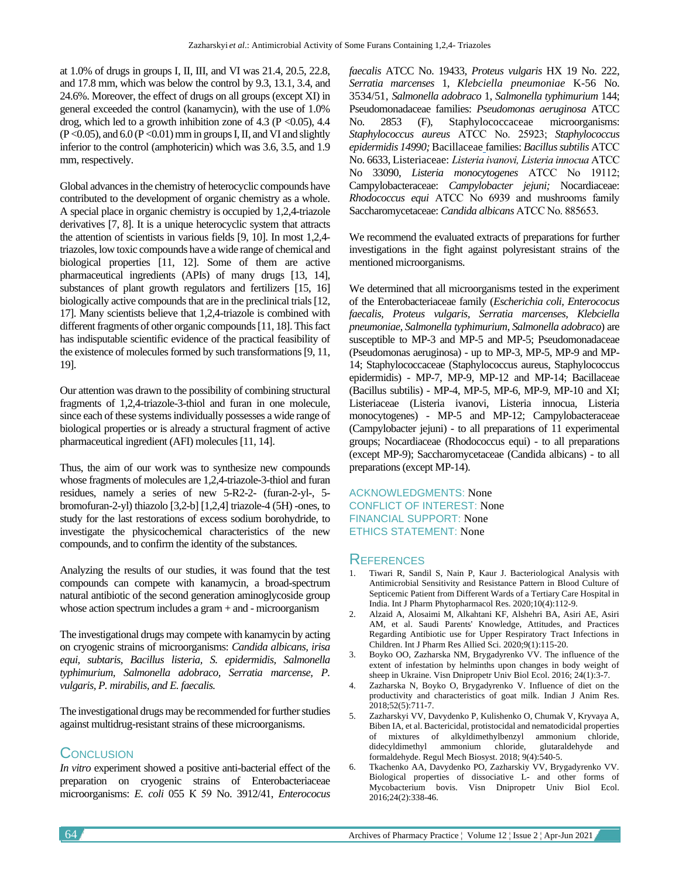at 1.0% of drugs in groups I, II, III, and VI was 21.4, 20.5, 22.8, and 17.8 mm, which was below the control by 9.3, 13.1, 3.4, and 24.6%. Moreover, the effect of drugs on all groups (except XI) in general exceeded the control (kanamycin), with the use of 1.0% drug, which led to a growth inhibition zone of 4.3 ($P < 0.05$), 4.4 ($P < 0.05$), and 6.0 ($P < 0.01$) mm in groups I, II, and VI and slightly inferior to the control (amphotericin) which was 3.6, 3.5, and 1.9 mm, respectively.

Global advances in the chemistry of heterocyclic compounds have contributed to the development of organic chemistry as a whole. A special place in organic chemistry is occupied by 1,2,4-triazole derivatives [7, 8]. It is a unique heterocyclic system that attracts the attention of scientists in various fields [9, 10]. In most 1,2,4-triazoles, low toxic compounds have a wide range of chemical and biological properties [11, 12]. Some of them are active pharmaceutical ingredients (APIs) of many drugs [13, 14], substances of plant growth regulators and fertilizers [15, 16] biologically active compounds that are in the preclinical trials [12, 17]. Many scientists believe that 1,2,4-triazole is combined with different fragments of other organic compounds [11, 18]. This fact has indisputable scientific evidence of the practical feasibility of the existence of molecules formed by such transformations [9, 11, 19].

Our attention was drawn to the possibility of combining structural fragments of 1,2,4-triazole-3-thiol and furan in one molecule, since each of these systems individually possesses a wide range of biological properties or is already a structural fragment of active pharmaceutical ingredient (AFI) molecules [11, 14].

Thus, the aim of our work was to synthesize new compounds whose fragments of molecules are 1,2,4-triazole-3-thiol and furan residues, namely a series of new 5-R2-2- (furan-2-yl-, 5-bromofuran-2-yl) thiazolo [3,2-b] [1,2,4] triazole-4 (5H) -ones, to study for the last restorations of excess sodium borohydride, to investigate the physicochemical characteristics of the new compounds, and to confirm the identity of the substances.

Analyzing the results of our studies, it was found that the test compounds can compete with kanamycin, a broad-spectrum natural antibiotic of the second generation aminoglycoside group whose action spectrum includes a gram + and - microorganism

The investigational drugs may compete with kanamycin by acting on cryogenic strains of microorganisms: *Candida albicans, irisa equi, subtaris, Bacillus listeria, S. epidermidis, Salmonella typhimurium, Salmonella adobraco, Serratia marcense, P. vulgaris, P. mirabilis, and E. faecalis.*

The investigational drugs may be recommended for further studies against multidrug-resistant strains of these microorganisms.

## Conclusion

*In vitro* experiment showed a positive anti-bacterial effect of the preparation on cryogenic strains of Enterobacteriaceae microorganisms: *E. coli* 055 K 59 No. 3912/41, *Enterococus faecalis* ATCC No. 19433, *Proteus vulgaris* HX 19 No. 222, *Serratia marcenses* 1, *Klebciella pneumoniae* K-56 No. 3534/51, *Salmonella adobraco* 1, *Salmonella typhimurium* 144; Pseudomonadaceae families: *Pseudomonas aeruginosa* ATCC No. 2853 (F), Staphylococcaceae microorganisms: *Staphylococcus aureus* ATCC No. 25923; *Staphylococcus epidermidis 14990;* Bacillaceae families: *Bacillus subtilis* ATCC No. 6633, Listeriaceae: *Listeria ivanovi, Listeria innocua* ATCC No 33090, *Listeria monocytogenes* ATCC No 19112; Campylobacteraceae: *Campylobacter jejuni;* Nocardiaceae: *Rhodococcus equi* ATCC No 6939 and mushrooms family Saccharomycetaceae: *Candida albicans* ATCC No. 885653.

We recommend the evaluated extracts of preparations for further investigations in the fight against polyresistant strains of the mentioned microorganisms.

We determined that all microorganisms tested in the experiment of the Enterobacteriaceae family (*Escherichia coli, Enterococus faecalis, Proteus vulgaris, Serratia marcenses, Klebciella pneumoniae, Salmonella typhimurium, Salmonella adobraco*) are susceptible to MP-3 and MP-5 and MP-5; Pseudomonadaceae (Pseudomonas aeruginosa) - up to MP-3, MP-5, MP-9 and MP-14; Staphylococcaceae (Staphylococcus aureus, Staphylococcus epidermidis) - MP-7, MP-9, MP-12 and MP-14; Bacillaceae (Bacillus subtilis) - MP-4, MP-5, MP-6, MP-9, MP-10 and XI; Listeriaceae (Listeria ivanovi, Listeria innocua, Listeria monocytogenes) - MP-5 and MP-12; Campylobacteraceae (Campylobacter jejuni) - to all preparations of 11 experimental groups; Nocardiaceae (Rhodococcus equi) - to all preparations (except MP-9); Saccharomycetaceae (Candida albicans) - to all preparations (except MP-14).

ACKNOWLEDGMENTS: None

CONFLICT OF INTEREST: None

FINANCIAL SUPPORT: None

ETHICS STATEMENT: None

## References

1. Tiwari R, Sandil S, Nain P, Kaur J. Bacteriological Analysis with Antimicrobial Sensitivity and Resistance Pattern in Blood Culture of Septicemic Patient from Different Wards of a Tertiary Care Hospital in India. Int J Pharm Phytopharmacol Res. 2020;10(4):112-9.
2. Alzaid A, Alosaimi M, Alkahtani KF, Alshehri BA, Asiri AE, Asiri AM, et al. Saudi Parents' Knowledge, Attitudes, and Practices Regarding Antibiotic use for Upper Respiratory Tract Infections in Children. Int J Pharm Res Allied Sci. 2020;9(1):115-20.
3. Boyko OO, Zazharska NM, Brygadyrenko VV. The influence of the extent of infestation by helminths upon changes in body weight of sheep in Ukraine. Visn Dnipropetr Univ Biol Ecol. 2016; 24(1):3-7.
4. Zazharska N, Boyko O, Brygadyrenko V. Influence of diet on the productivity and characteristics of goat milk. Indian J Anim Res. 2018;52(5):711-7.
5. Zazharskyi VV, Davydenko P, Kulishenko O, Chumak V, Kryvaya A, Biben IA, et al. Bactericidal, protistocidal and nematodicidal properties of mixtures of alkyldimethylbenzyl ammonium chloride, didecyldimethyl ammonium chloride, glutaraldehyde and formaldehyde. Regul Mech Biosyst. 2018; 9(4):540-5.
6. Tkachenko AA, Davydenko PO, Zazharskiy VV, Brygadyrenko VV. Biological properties of dissociative L- and other forms of Mycobacterium bovis. Visn Dnipropetr Univ Biol Ecol. 2016;24(2):338-46.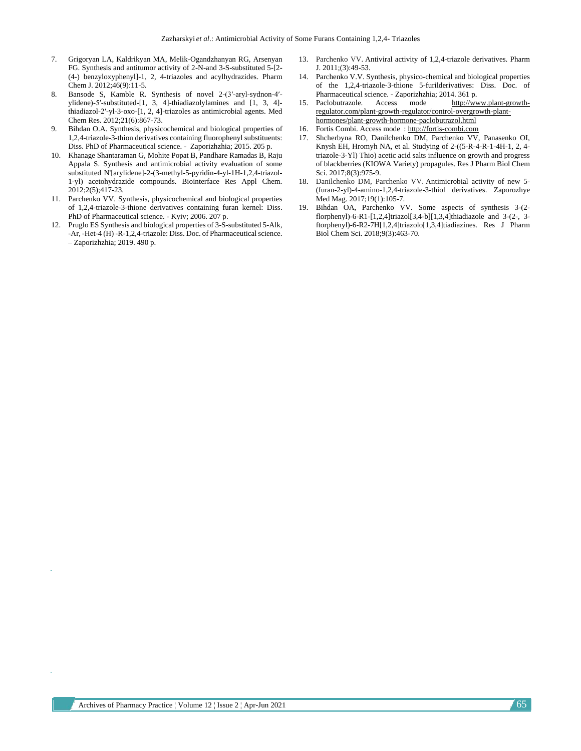7. Grigoryan LA, Kaldrikyan MA, Melik-Ogandzhanyan RG, Arsenyan FG. Synthesis and antitumor activity of 2-N-and 3-S-substituted 5-[2-(4-) benzyloxyphenyl]-1, 2, 4-triazoles and acylhydrazides. Pharm Chem J. 2012;46(9):11-5.
8. Bansode S, Kamble R. Synthesis of novel 2-(3′-aryl-sydnon-4′-ylidene)-5′-substituted-[1, 3, 4]-thiadiazolylamines and [1, 3, 4]-thiadiazol-2′-yl-3-oxo-[1, 2, 4]-triazoles as antimicrobial agents. Med Chem Res. 2012;21(6):867-73.
9. Bihdan O.A. Synthesis, physicochemical and biological properties of 1,2,4-triazole-3-thion derivatives containing fluorophenyl substituents: Diss. PhD of Pharmaceutical science. - Zaporizhzhia; 2015. 205 p.
10. Khanage Shantaraman G, Mohite Popat B, Pandhare Ramadas B, Raju Appala S. Synthesis and antimicrobial activity evaluation of some substituted N'[arylidene]-2-(3-methyl-5-pyridin-4-yl-1H-1,2,4-triazol-1-yl) acetohydrazide compounds. Biointerface Res Appl Chem. 2012;2(5);417-23.
11. Parchenko VV. Synthesis, physicochemical and biological properties of 1,2,4-triazole-3-thione derivatives containing furan kernel: Diss. PhD of Pharmaceutical science. - Kyiv; 2006. 207 p.
12. Pruglo ES Synthesis and biological properties of 3-S-substituted 5-Alk, -Ar, -Het-4 (H) -R-1,2,4-triazole: Diss. Doc. of Pharmaceutical science. – Zaporizhzhia; 2019. 490 p.
13. Parchenko VV. Antiviral activity of 1,2,4-triazole derivatives. Pharm J. 2011;(3):49-53.
14. Parchenko V.V. Synthesis, physico-chemical and biological properties of the 1,2,4-triazole-3-thione 5-furilderivatives: Diss. Doc. of Pharmaceutical science. - Zaporizhzhia; 2014. 361 p.
15. Paclobutrazole. Access mode http://www.plant-growth-regulator.com/plant-growth-regulator/control-overgrowth-plant-hormones/plant-growth-hormone-paclobutrazol.html
16. Fortis Combi. Access mode : http://fortis-combi.com
17. Shcherbyna RO, Danilchenko DM, Parchenko VV, Panasenko OI, Knysh EH, Hromyh NA, et al. Studying of 2-((5-R-4-R-1-4H-1, 2, 4-triazole-3-Yl) Thio) acetic acid salts influence on growth and progress of blackberries (KIOWA Variety) propagules. Res J Pharm Biol Chem Sci. 2017;8(3):975-9.
18. Danilchenko DM, Parchenko VV. Antimicrobial activity of new 5-(furan-2-yl)-4-amino-1,2,4-triazole-3-thiol derivatives. Zaporozhye Med Mag. 2017;19(1):105-7.
19. Bihdan OA, Parchenko VV. Some aspects of synthesis 3-(2-florphenyl)-6-R1-[1,2,4]triazol[3,4-b][1,3,4]thiadiazole and 3-(2-, 3-ftorphenyl)-6-R2-7H[1,2,4]triazolo[1,3,4]tiadiazines. Res J Pharm Biol Chem Sci. 2018;9(3):463-70.